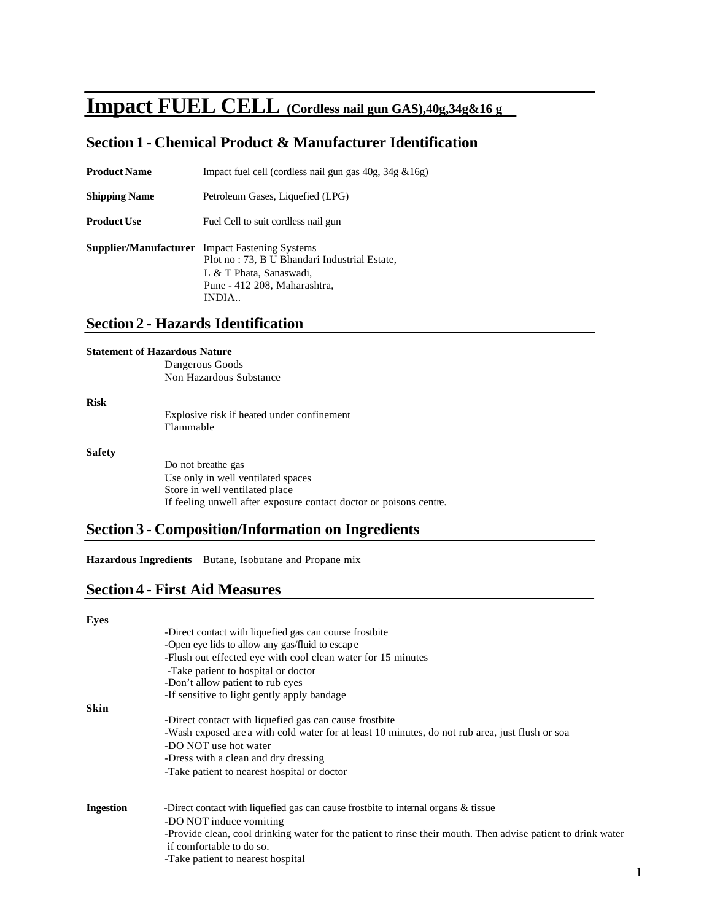# Impact FUEL CELL (Cordless nail gun GAS),40g,34g&16 g

## Section 1 - Chemical Product & Manufacturer Identification

**Product Name** Impact fuel cell (cordless nail gun gas 40g, 34g &16g)

**Shipping Name** Petroleum Gases, Liquefied (LPG)

**Product Use** Fuel Cell to suit cordless nail gun

**Supplier/Manufacturer** Impact Fastening Systems
Plot no : 73, B U Bhandari Industrial Estate,
L & T Phata, Sanaswadi,
Pune - 412 208, Maharashtra,
INDIA..

## Section 2 - Hazards Identification

**Statement of Hazardous Nature**

Dangerous Goods
Non Hazardous Substance

**Risk**

Explosive risk if heated under confinement
Flammable

**Safety**

Do not breathe gas
Use only in well ventilated spaces
Store in well ventilated place
If feeling unwell after exposure contact doctor or poisons centre.

## Section 3 - Composition/Information on Ingredients

**Hazardous Ingredients** Butane, Isobutane and Propane mix

## Section 4 - First Aid Measures

**Eyes**

-Direct contact with liquefied gas can course frostbite
-Open eye lids to allow any gas/fluid to escape
-Flush out effected eye with cool clean water for 15 minutes
-Take patient to hospital or doctor
-Don't allow patient to rub eyes
-If sensitive to light gently apply bandage

**Skin**

-Direct contact with liquefied gas can cause frostbite
-Wash exposed area with cold water for at least 10 minutes, do not rub area, just flush or soa
-DO NOT use hot water
-Dress with a clean and dry dressing
-Take patient to nearest hospital or doctor

**Ingestion**

-Direct contact with liquefied gas can cause frostbite to internal organs & tissue
-DO NOT induce vomiting
-Provide clean, cool drinking water for the patient to rinse their mouth. Then advise patient to drink water if comfortable to do so.
-Take patient to nearest hospital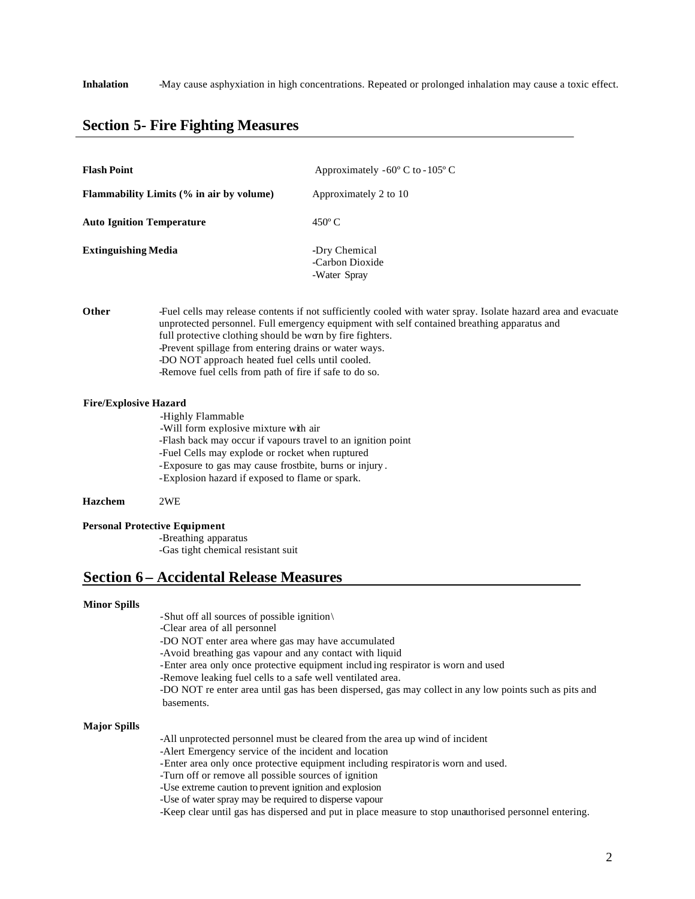**Inhalation** -May cause asphyxiation in high concentrations. Repeated or prolonged inhalation may cause a toxic effect.

## Section 5- Fire Fighting Measures

| | |
|---|---|
| **Flash Point** | Approximately -60º C to -105º C |
| **Flammability Limits (% in air by volume)** | Approximately 2 to 10 |
| **Auto Ignition Temperature** | 450º C |
| **Extinguishing Media** | -Dry Chemical<br>-Carbon Dioxide<br>-Water Spray |

**Other**

-Fuel cells may release contents if not sufficiently cooled with water spray. Isolate hazard area and evacuate unprotected personnel. Full emergency equipment with self contained breathing apparatus and full protective clothing should be worn by fire fighters.
-Prevent spillage from entering drains or water ways.
-DO NOT approach heated fuel cells until cooled.
-Remove fuel cells from path of fire if safe to do so.

**Fire/Explosive Hazard**

-Highly Flammable
-Will form explosive mixture with air
-Flash back may occur if vapours travel to an ignition point
-Fuel Cells may explode or rocket when ruptured
-Exposure to gas may cause frostbite, burns or injury.
-Explosion hazard if exposed to flame or spark.

**Hazchem** 2WE

**Personal Protective Equipment**

-Breathing apparatus
-Gas tight chemical resistant suit

## Section 6 – Accidental Release Measures

**Minor Spills**

-Shut off all sources of possible ignition\
-Clear area of all personnel
-DO NOT enter area where gas may have accumulated
-Avoid breathing gas vapour and any contact with liquid
-Enter area only once protective equipment including respirator is worn and used
-Remove leaking fuel cells to a safe well ventilated area.
-DO NOT re enter area until gas has been dispersed, gas may collect in any low points such as pits and basements.

**Major Spills**

-All unprotected personnel must be cleared from the area up wind of incident
-Alert Emergency service of the incident and location
-Enter area only once protective equipment including respirator is worn and used.
-Turn off or remove all possible sources of ignition
-Use extreme caution to prevent ignition and explosion
-Use of water spray may be required to disperse vapour
-Keep clear until gas has dispersed and put in place measure to stop unauthorised personnel entering.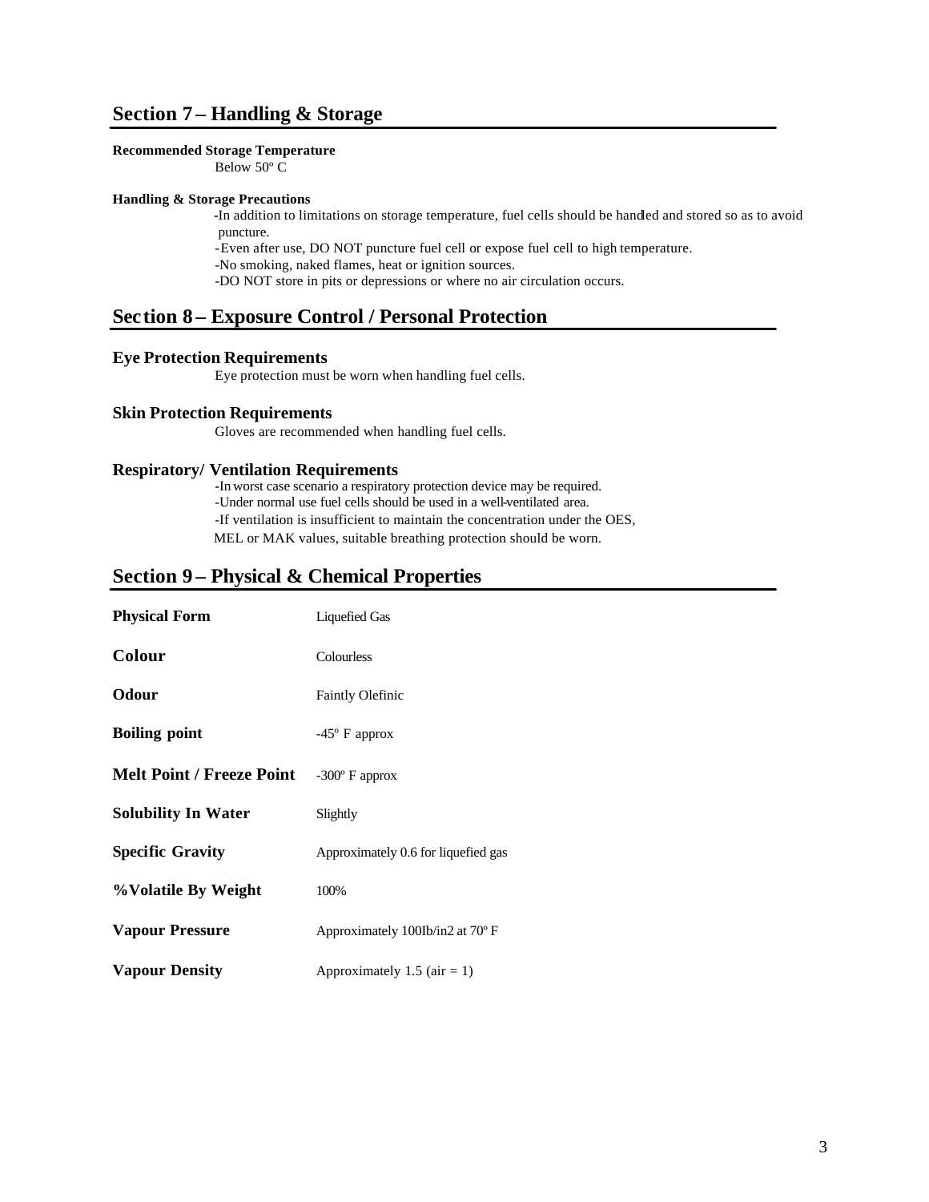## Section 7 – Handling & Storage

**Recommended Storage Temperature**

Below 50º C

**Handling & Storage Precautions**

- In addition to limitations on storage temperature, fuel cells should be handled and stored so as to avoid puncture.
- Even after use, DO NOT puncture fuel cell or expose fuel cell to high temperature.
- No smoking, naked flames, heat or ignition sources.
- DO NOT store in pits or depressions or where no air circulation occurs.

## Section 8 – Exposure Control / Personal Protection

### Eye Protection Requirements

Eye protection must be worn when handling fuel cells.

### Skin Protection Requirements

Gloves are recommended when handling fuel cells.

### Respiratory/ Ventilation Requirements

- In worst case scenario a respiratory protection device may be required.
- Under normal use fuel cells should be used in a well-ventilated area.
- If ventilation is insufficient to maintain the concentration under the OES, MEL or MAK values, suitable breathing protection should be worn.

## Section 9 – Physical & Chemical Properties

| | |
|---|---|
| **Physical Form** | Liquefied Gas |
| **Colour** | Colourless |
| **Odour** | Faintly Olefinic |
| **Boiling point** | -45º F approx |
| **Melt Point / Freeze Point** | -300º F approx |
| **Solubility In Water** | Slightly |
| **Specific Gravity** | Approximately 0.6 for liquefied gas |
| **%Volatile By Weight** | 100% |
| **Vapour Pressure** | Approximately 100Ib/in2 at 70º F |
| **Vapour Density** | Approximately 1.5 (air = 1) |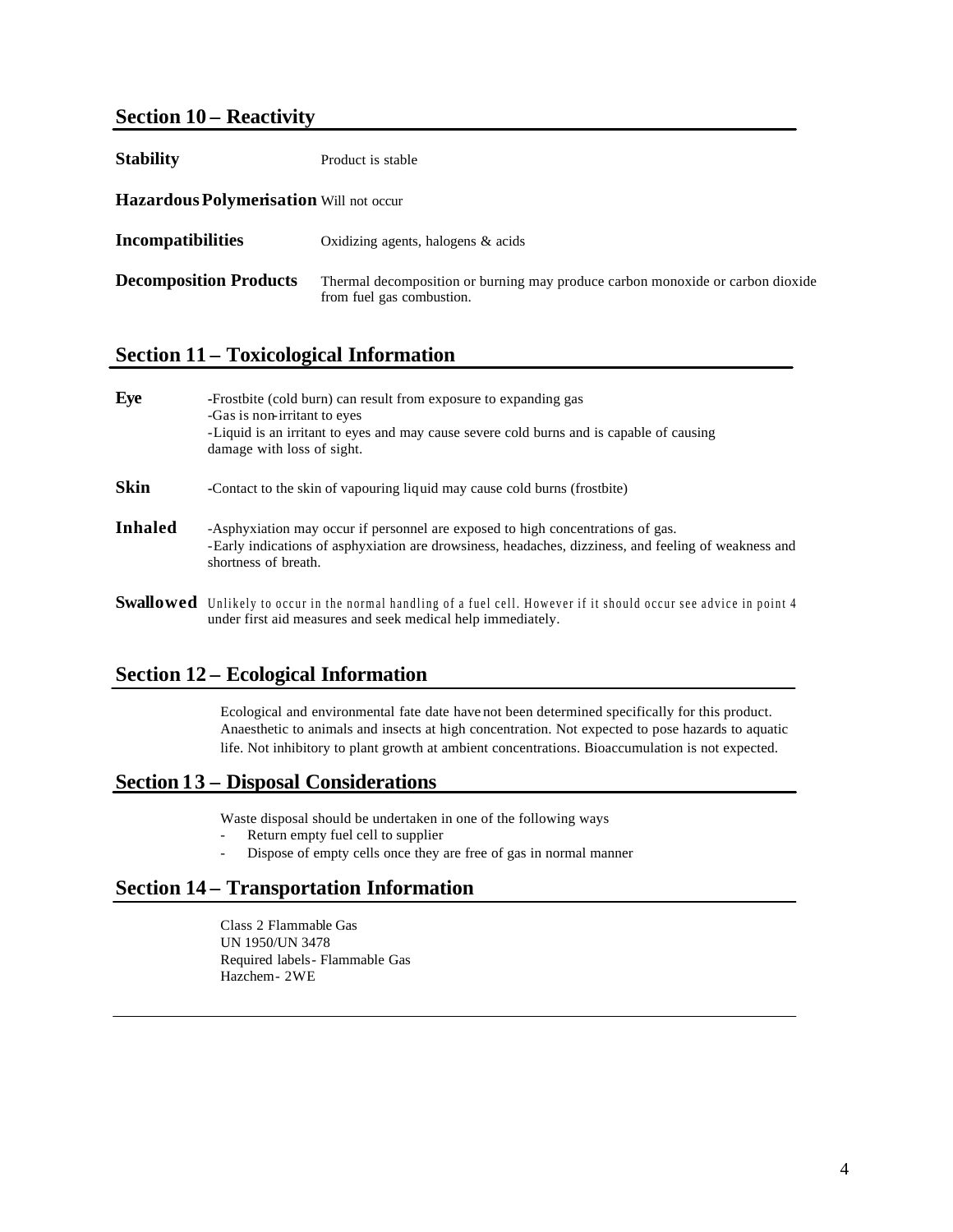## Section 10 – Reactivity

**Stability** Product is stable

**Hazardous Polymerisation** Will not occur

**Incompatibilities** Oxidizing agents, halogens & acids

**Decomposition Products** Thermal decomposition or burning may produce carbon monoxide or carbon dioxide from fuel gas combustion.

## Section 11 – Toxicological Information

**Eye**
-Frostbite (cold burn) can result from exposure to expanding gas
-Gas is non-irritant to eyes
-Liquid is an irritant to eyes and may cause severe cold burns and is capable of causing damage with loss of sight.

**Skin**
-Contact to the skin of vapouring liquid may cause cold burns (frostbite)

**Inhaled**
-Asphyxiation may occur if personnel are exposed to high concentrations of gas.
-Early indications of asphyxiation are drowsiness, headaches, dizziness, and feeling of weakness and shortness of breath.

**Swallowed** Unlikely to occur in the normal handling of a fuel cell. However if it should occur see advice in point 4 under first aid measures and seek medical help immediately.

## Section 12 – Ecological Information

Ecological and environmental fate date have not been determined specifically for this product. Anaesthetic to animals and insects at high concentration. Not expected to pose hazards to aquatic life. Not inhibitory to plant growth at ambient concentrations. Bioaccumulation is not expected.

## Section 13 – Disposal Considerations

Waste disposal should be undertaken in one of the following ways

- Return empty fuel cell to supplier
- Dispose of empty cells once they are free of gas in normal manner

## Section 14 – Transportation Information

Class 2 Flammable Gas
UN 1950/UN 3478
Required labels - Flammable Gas
Hazchem - 2WE